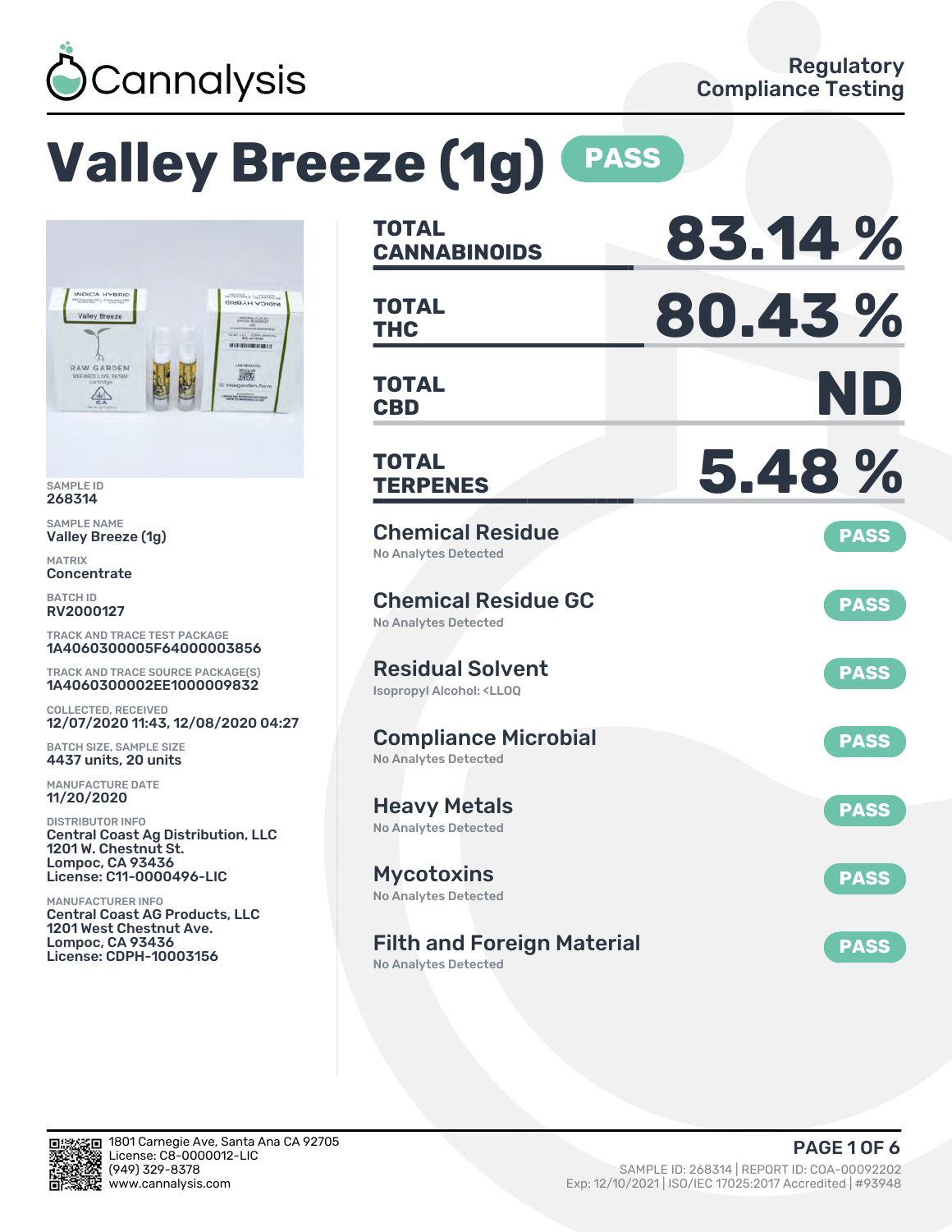Cannalysis

Regulatory Compliance Testing

# Valley Breeze (1g) PASS

SAMPLE ID
268314

SAMPLE NAME
Valley Breeze (1g)

MATRIX
Concentrate

BATCH ID
RV2000127

TRACK AND TRACE TEST PACKAGE
1A4060300005F64000003856

TRACK AND TRACE SOURCE PACKAGE(S)
1A4060300002EE1000009832

COLLECTED, RECEIVED
12/07/2020 11:43, 12/08/2020 04:27

BATCH SIZE, SAMPLE SIZE
4437 units, 20 units

MANUFACTURE DATE
11/20/2020

DISTRIBUTOR INFO
Central Coast Ag Distribution, LLC
1201 W. Chestnut St.
Lompoc, CA 93436
License: C11-0000496-LIC

MANUFACTURER INFO
Central Coast AG Products, LLC
1201 West Chestnut Ave.
Lompoc, CA 93436
License: CDPH-10003156

| | |
|---|---|
| **TOTAL CANNABINOIDS** | **83.14 %** |
| **TOTAL THC** | **80.43 %** |
| **TOTAL CBD** | **ND** |
| **TOTAL TERPENES** | **5.48 %** |

| Test | Result |
|---|---|
| **Chemical Residue** – No Analytes Detected | PASS |
| **Chemical Residue GC** – No Analytes Detected | PASS |
| **Residual Solvent** – Isopropyl Alcohol: <LLOQ | PASS |
| **Compliance Microbial** – No Analytes Detected | PASS |
| **Heavy Metals** – No Analytes Detected | PASS |
| **Mycotoxins** – No Analytes Detected | PASS |
| **Filth and Foreign Material** – No Analytes Detected | PASS |

1801 Carnegie Ave, Santa Ana CA 92705
License: C8-0000012-LIC
(949) 329-8378
www.cannalysis.com

SAMPLE ID: 268314 | REPORT ID: COA-00092202
Exp: 12/10/2021 | ISO/IEC 17025:2017 Accredited | #93948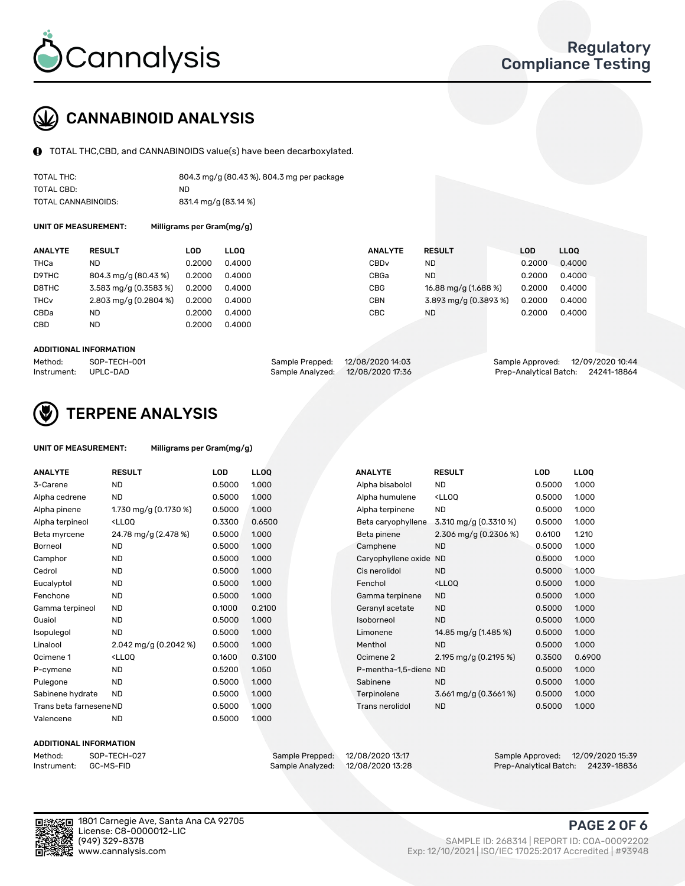Cannalysis

Regulatory Compliance Testing

## CANNABINOID ANALYSIS

TOTAL THC,CBD, and CANNABINOIDS value(s) have been decarboxylated.

| | |
|---|---|
| TOTAL THC: | 804.3 mg/g (80.43 %), 804.3 mg per package |
| TOTAL CBD: | ND |
| TOTAL CANNABINOIDS: | 831.4 mg/g (83.14 %) |

**UNIT OF MEASUREMENT:** Milligrams per Gram(mg/g)

| ANALYTE | RESULT | LOD | LLOQ | ANALYTE | RESULT | LOD | LLOQ |
|---|---|---|---|---|---|---|---|
| THCa | ND | 0.2000 | 0.4000 | CBDv | ND | 0.2000 | 0.4000 |
| D9THC | 804.3 mg/g (80.43 %) | 0.2000 | 0.4000 | CBGa | ND | 0.2000 | 0.4000 |
| D8THC | 3.583 mg/g (0.3583 %) | 0.2000 | 0.4000 | CBG | 16.88 mg/g (1.688 %) | 0.2000 | 0.4000 |
| THCv | 2.803 mg/g (0.2804 %) | 0.2000 | 0.4000 | CBN | 3.893 mg/g (0.3893 %) | 0.2000 | 0.4000 |
| CBDa | ND | 0.2000 | 0.4000 | CBC | ND | 0.2000 | 0.4000 |
| CBD | ND | 0.2000 | 0.4000 | | | | |

**ADDITIONAL INFORMATION**

| | | | | | |
|---|---|---|---|---|---|
| Method: | SOP-TECH-001 | Sample Prepped: | 12/08/2020 14:03 | Sample Approved: | 12/09/2020 10:44 |
| Instrument: | UPLC-DAD | Sample Analyzed: | 12/08/2020 17:36 | Prep-Analytical Batch: | 24241-18864 |

## TERPENE ANALYSIS

**UNIT OF MEASUREMENT:** Milligrams per Gram(mg/g)

| ANALYTE | RESULT | LOD | LLOQ | ANALYTE | RESULT | LOD | LLOQ |
|---|---|---|---|---|---|---|---|
| 3-Carene | ND | 0.5000 | 1.000 | Alpha bisabolol | ND | 0.5000 | 1.000 |
| Alpha cedrene | ND | 0.5000 | 1.000 | Alpha humulene | <LLOQ | 0.5000 | 1.000 |
| Alpha pinene | 1.730 mg/g (0.1730 %) | 0.5000 | 1.000 | Alpha terpinene | ND | 0.5000 | 1.000 |
| Alpha terpineol | <LLOQ | 0.3300 | 0.6500 | Beta caryophyllene | 3.310 mg/g (0.3310 %) | 0.5000 | 1.000 |
| Beta myrcene | 24.78 mg/g (2.478 %) | 0.5000 | 1.000 | Beta pinene | 2.306 mg/g (0.2306 %) | 0.6100 | 1.210 |
| Borneol | ND | 0.5000 | 1.000 | Camphene | ND | 0.5000 | 1.000 |
| Camphor | ND | 0.5000 | 1.000 | Caryophyllene oxide | ND | 0.5000 | 1.000 |
| Cedrol | ND | 0.5000 | 1.000 | Cis nerolidol | ND | 0.5000 | 1.000 |
| Eucalyptol | ND | 0.5000 | 1.000 | Fenchol | <LLOQ | 0.5000 | 1.000 |
| Fenchone | ND | 0.5000 | 1.000 | Gamma terpinene | ND | 0.5000 | 1.000 |
| Gamma terpineol | ND | 0.1000 | 0.2100 | Geranyl acetate | ND | 0.5000 | 1.000 |
| Guaiol | ND | 0.5000 | 1.000 | Isoborneol | ND | 0.5000 | 1.000 |
| Isopulegol | ND | 0.5000 | 1.000 | Limonene | 14.85 mg/g (1.485 %) | 0.5000 | 1.000 |
| Linalool | 2.042 mg/g (0.2042 %) | 0.5000 | 1.000 | Menthol | ND | 0.5000 | 1.000 |
| Ocimene 1 | <LLOQ | 0.1600 | 0.3100 | Ocimene 2 | 2.195 mg/g (0.2195 %) | 0.3500 | 0.6900 |
| P-cymene | ND | 0.5200 | 1.050 | P-mentha-1,5-diene | ND | 0.5000 | 1.000 |
| Pulegone | ND | 0.5000 | 1.000 | Sabinene | ND | 0.5000 | 1.000 |
| Sabinene hydrate | ND | 0.5000 | 1.000 | Terpinolene | 3.661 mg/g (0.3661 %) | 0.5000 | 1.000 |
| Trans beta farnesene | ND | 0.5000 | 1.000 | Trans nerolidol | ND | 0.5000 | 1.000 |
| Valencene | ND | 0.5000 | 1.000 | | | | |

**ADDITIONAL INFORMATION**

| | | | | | |
|---|---|---|---|---|---|
| Method: | SOP-TECH-027 | Sample Prepped: | 12/08/2020 13:17 | Sample Approved: | 12/09/2020 15:39 |
| Instrument: | GC-MS-FID | Sample Analyzed: | 12/08/2020 13:28 | Prep-Analytical Batch: | 24239-18836 |

1801 Carnegie Ave, Santa Ana CA 92705
License: C8-0000012-LIC
(949) 329-8378
www.cannalysis.com

SAMPLE ID: 268314 | REPORT ID: COA-00092202
Exp: 12/10/2021 | ISO/IEC 17025:2017 Accredited | #93948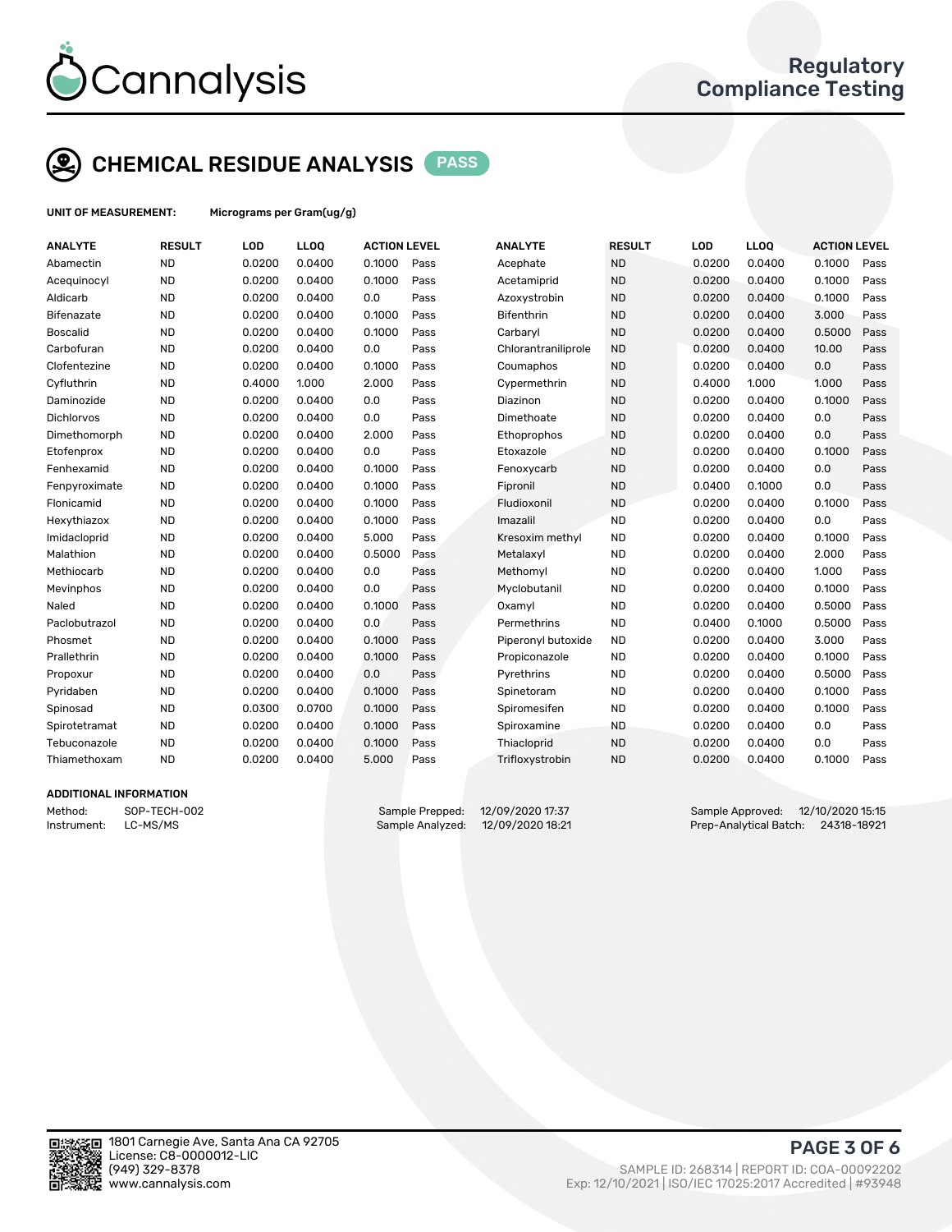# CHEMICAL RESIDUE ANALYSIS PASS

**UNIT OF MEASUREMENT:** Micrograms per Gram(ug/g)

| ANALYTE | RESULT | LOD | LLOQ | ACTION LEVEL | | ANALYTE | RESULT | LOD | LLOQ | ACTION LEVEL | |
|---|---|---|---|---|---|---|---|---|---|---|---|
| Abamectin | ND | 0.0200 | 0.0400 | 0.1000 | Pass | Acephate | ND | 0.0200 | 0.0400 | 0.1000 | Pass |
| Acequinocyl | ND | 0.0200 | 0.0400 | 0.1000 | Pass | Acetamiprid | ND | 0.0200 | 0.0400 | 0.1000 | Pass |
| Aldicarb | ND | 0.0200 | 0.0400 | 0.0 | Pass | Azoxystrobin | ND | 0.0200 | 0.0400 | 0.1000 | Pass |
| Bifenazate | ND | 0.0200 | 0.0400 | 0.1000 | Pass | Bifenthrin | ND | 0.0200 | 0.0400 | 3.000 | Pass |
| Boscalid | ND | 0.0200 | 0.0400 | 0.1000 | Pass | Carbaryl | ND | 0.0200 | 0.0400 | 0.5000 | Pass |
| Carbofuran | ND | 0.0200 | 0.0400 | 0.0 | Pass | Chlorantraniliprole | ND | 0.0200 | 0.0400 | 10.00 | Pass |
| Clofentezine | ND | 0.0200 | 0.0400 | 0.1000 | Pass | Coumaphos | ND | 0.0200 | 0.0400 | 0.0 | Pass |
| Cyfluthrin | ND | 0.4000 | 1.000 | 2.000 | Pass | Cypermethrin | ND | 0.4000 | 1.000 | 1.000 | Pass |
| Daminozide | ND | 0.0200 | 0.0400 | 0.0 | Pass | Diazinon | ND | 0.0200 | 0.0400 | 0.1000 | Pass |
| Dichlorvos | ND | 0.0200 | 0.0400 | 0.0 | Pass | Dimethoate | ND | 0.0200 | 0.0400 | 0.0 | Pass |
| Dimethomorph | ND | 0.0200 | 0.0400 | 2.000 | Pass | Ethoprophos | ND | 0.0200 | 0.0400 | 0.0 | Pass |
| Etofenprox | ND | 0.0200 | 0.0400 | 0.0 | Pass | Etoxazole | ND | 0.0200 | 0.0400 | 0.1000 | Pass |
| Fenhexamid | ND | 0.0200 | 0.0400 | 0.1000 | Pass | Fenoxycarb | ND | 0.0200 | 0.0400 | 0.0 | Pass |
| Fenpyroximate | ND | 0.0200 | 0.0400 | 0.1000 | Pass | Fipronil | ND | 0.0400 | 0.1000 | 0.0 | Pass |
| Flonicamid | ND | 0.0200 | 0.0400 | 0.1000 | Pass | Fludioxonil | ND | 0.0200 | 0.0400 | 0.1000 | Pass |
| Hexythiazox | ND | 0.0200 | 0.0400 | 0.1000 | Pass | Imazalil | ND | 0.0200 | 0.0400 | 0.0 | Pass |
| Imidacloprid | ND | 0.0200 | 0.0400 | 5.000 | Pass | Kresoxim methyl | ND | 0.0200 | 0.0400 | 0.1000 | Pass |
| Malathion | ND | 0.0200 | 0.0400 | 0.5000 | Pass | Metalaxyl | ND | 0.0200 | 0.0400 | 2.000 | Pass |
| Methiocarb | ND | 0.0200 | 0.0400 | 0.0 | Pass | Methomyl | ND | 0.0200 | 0.0400 | 1.000 | Pass |
| Mevinphos | ND | 0.0200 | 0.0400 | 0.0 | Pass | Myclobutanil | ND | 0.0200 | 0.0400 | 0.1000 | Pass |
| Naled | ND | 0.0200 | 0.0400 | 0.1000 | Pass | Oxamyl | ND | 0.0200 | 0.0400 | 0.5000 | Pass |
| Paclobutrazol | ND | 0.0200 | 0.0400 | 0.0 | Pass | Permethrins | ND | 0.0400 | 0.1000 | 0.5000 | Pass |
| Phosmet | ND | 0.0200 | 0.0400 | 0.1000 | Pass | Piperonyl butoxide | ND | 0.0200 | 0.0400 | 3.000 | Pass |
| Prallethrin | ND | 0.0200 | 0.0400 | 0.1000 | Pass | Propiconazole | ND | 0.0200 | 0.0400 | 0.1000 | Pass |
| Propoxur | ND | 0.0200 | 0.0400 | 0.0 | Pass | Pyrethrins | ND | 0.0200 | 0.0400 | 0.5000 | Pass |
| Pyridaben | ND | 0.0200 | 0.0400 | 0.1000 | Pass | Spinetoram | ND | 0.0200 | 0.0400 | 0.1000 | Pass |
| Spinosad | ND | 0.0300 | 0.0700 | 0.1000 | Pass | Spiromesifen | ND | 0.0200 | 0.0400 | 0.1000 | Pass |
| Spirotetramat | ND | 0.0200 | 0.0400 | 0.1000 | Pass | Spiroxamine | ND | 0.0200 | 0.0400 | 0.0 | Pass |
| Tebuconazole | ND | 0.0200 | 0.0400 | 0.1000 | Pass | Thiacloprid | ND | 0.0200 | 0.0400 | 0.0 | Pass |
| Thiamethoxam | ND | 0.0200 | 0.0400 | 5.000 | Pass | Trifloxystrobin | ND | 0.0200 | 0.0400 | 0.1000 | Pass |

## ADDITIONAL INFORMATION

Method: SOP-TECH-002
Instrument: LC-MS/MS

Sample Prepped: 12/09/2020 17:37
Sample Analyzed: 12/09/2020 18:21

Sample Approved: 12/10/2020 15:15
Prep-Analytical Batch: 24318-18921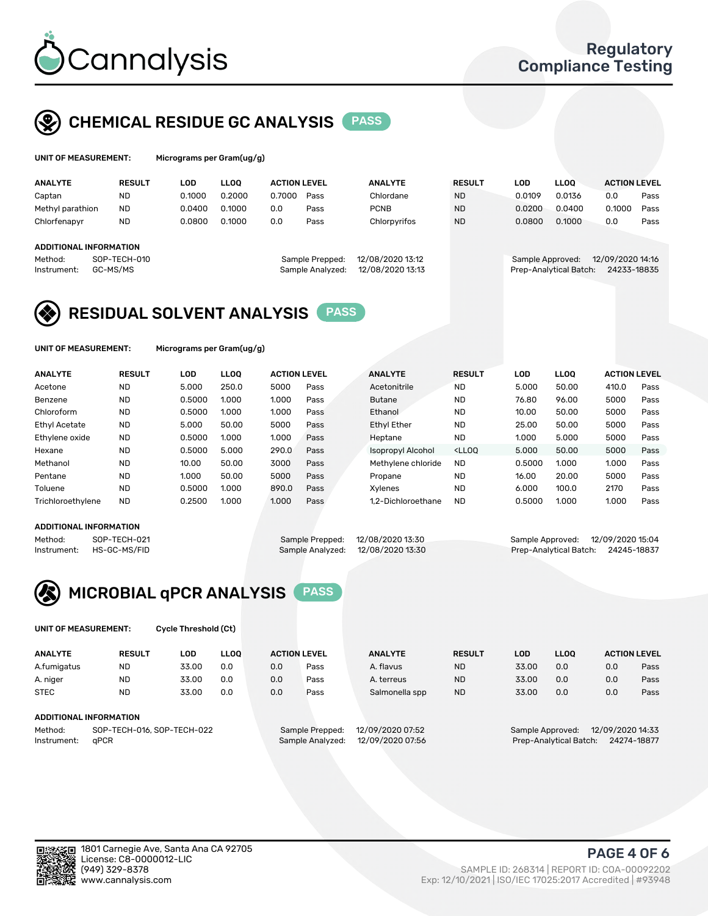# Cannalysis

Regulatory Compliance Testing

## CHEMICAL RESIDUE GC ANALYSIS PASS

**UNIT OF MEASUREMENT:** Micrograms per Gram(ug/g)

| ANALYTE | RESULT | LOD | LLOQ | ACTION LEVEL | | ANALYTE | RESULT | LOD | LLOQ | ACTION LEVEL | |
|---|---|---|---|---|---|---|---|---|---|---|---|
| Captan | ND | 0.1000 | 0.2000 | 0.7000 | Pass | Chlordane | ND | 0.0109 | 0.0136 | 0.0 | Pass |
| Methyl parathion | ND | 0.0400 | 0.1000 | 0.0 | Pass | PCNB | ND | 0.0200 | 0.0400 | 0.1000 | Pass |
| Chlorfenapyr | ND | 0.0800 | 0.1000 | 0.0 | Pass | Chlorpyrifos | ND | 0.0800 | 0.1000 | 0.0 | Pass |

**ADDITIONAL INFORMATION**

Method: SOP-TECH-010
Instrument: GC-MS/MS

Sample Prepped: 12/08/2020 13:12
Sample Analyzed: 12/08/2020 13:13

Sample Approved: 12/09/2020 14:16
Prep-Analytical Batch: 24233-18835

## RESIDUAL SOLVENT ANALYSIS PASS

**UNIT OF MEASUREMENT:** Micrograms per Gram(ug/g)

| ANALYTE | RESULT | LOD | LLOQ | ACTION LEVEL | | ANALYTE | RESULT | LOD | LLOQ | ACTION LEVEL | |
|---|---|---|---|---|---|---|---|---|---|---|---|
| Acetone | ND | 5.000 | 250.0 | 5000 | Pass | Acetonitrile | ND | 5.000 | 50.00 | 410.0 | Pass |
| Benzene | ND | 0.5000 | 1.000 | 1.000 | Pass | Butane | ND | 76.80 | 96.00 | 5000 | Pass |
| Chloroform | ND | 0.5000 | 1.000 | 1.000 | Pass | Ethanol | ND | 10.00 | 50.00 | 5000 | Pass |
| Ethyl Acetate | ND | 5.000 | 50.00 | 5000 | Pass | Ethyl Ether | ND | 25.00 | 50.00 | 5000 | Pass |
| Ethylene oxide | ND | 0.5000 | 1.000 | 1.000 | Pass | Heptane | ND | 1.000 | 5.000 | 5000 | Pass |
| Hexane | ND | 0.5000 | 5.000 | 290.0 | Pass | Isopropyl Alcohol | <LLOQ | 5.000 | 50.00 | 5000 | Pass |
| Methanol | ND | 10.00 | 50.00 | 3000 | Pass | Methylene chloride | ND | 0.5000 | 1.000 | 1.000 | Pass |
| Pentane | ND | 1.000 | 50.00 | 5000 | Pass | Propane | ND | 16.00 | 20.00 | 5000 | Pass |
| Toluene | ND | 0.5000 | 1.000 | 890.0 | Pass | Xylenes | ND | 6.000 | 100.0 | 2170 | Pass |
| Trichloroethylene | ND | 0.2500 | 1.000 | 1.000 | Pass | 1,2-Dichloroethane | ND | 0.5000 | 1.000 | 1.000 | Pass |

**ADDITIONAL INFORMATION**

Method: SOP-TECH-021
Instrument: HS-GC-MS/FID

Sample Prepped: 12/08/2020 13:30
Sample Analyzed: 12/08/2020 13:30

Sample Approved: 12/09/2020 15:04
Prep-Analytical Batch: 24245-18837

## MICROBIAL qPCR ANALYSIS PASS

**UNIT OF MEASUREMENT:** Cycle Threshold (Ct)

| ANALYTE | RESULT | LOD | LLOQ | ACTION LEVEL | | ANALYTE | RESULT | LOD | LLOQ | ACTION LEVEL | |
|---|---|---|---|---|---|---|---|---|---|---|---|
| A.fumigatus | ND | 33.00 | 0.0 | 0.0 | Pass | A. flavus | ND | 33.00 | 0.0 | 0.0 | Pass |
| A. niger | ND | 33.00 | 0.0 | 0.0 | Pass | A. terreus | ND | 33.00 | 0.0 | 0.0 | Pass |
| STEC | ND | 33.00 | 0.0 | 0.0 | Pass | Salmonella spp | ND | 33.00 | 0.0 | 0.0 | Pass |

**ADDITIONAL INFORMATION**

Method: SOP-TECH-016, SOP-TECH-022
Instrument: qPCR

Sample Prepped: 12/09/2020 07:52
Sample Analyzed: 12/09/2020 07:56

Sample Approved: 12/09/2020 14:33
Prep-Analytical Batch: 24274-18877

1801 Carnegie Ave, Santa Ana CA 92705
License: C8-0000012-LIC
(949) 329-8378
www.cannalysis.com

SAMPLE ID: 268314 | REPORT ID: COA-00092202
Exp: 12/10/2021 | ISO/IEC 17025:2017 Accredited | #93948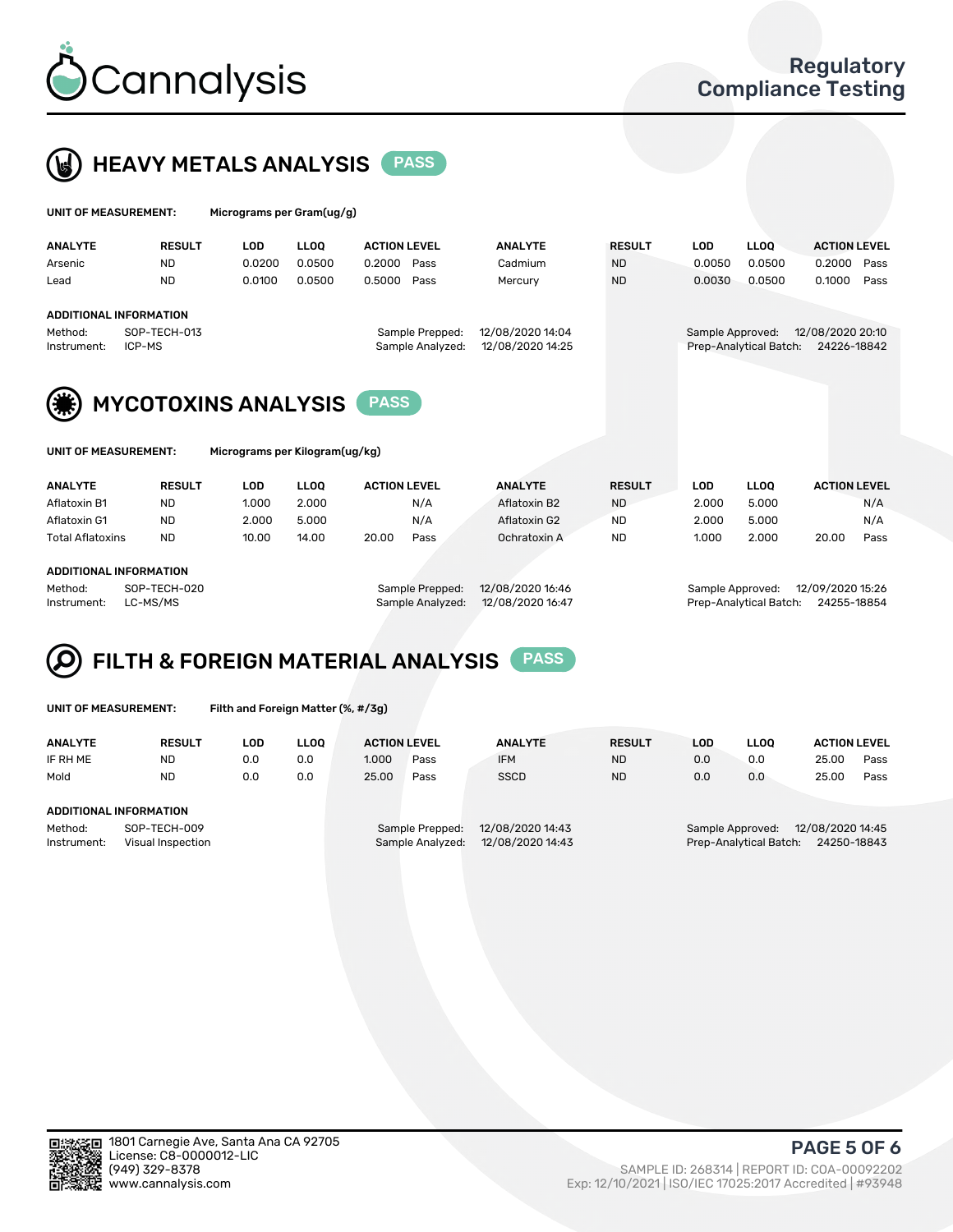# Heavy Metals Analysis — PASS

**UNIT OF MEASUREMENT:** Micrograms per Gram(ug/g)

| ANALYTE | RESULT | LOD | LLOQ | ACTION LEVEL | | ANALYTE | RESULT | LOD | LLOQ | ACTION LEVEL | |
|---|---|---|---|---|---|---|---|---|---|---|---|
| Arsenic | ND | 0.0200 | 0.0500 | 0.2000 | Pass | Cadmium | ND | 0.0050 | 0.0500 | 0.2000 | Pass |
| Lead | ND | 0.0100 | 0.0500 | 0.5000 | Pass | Mercury | ND | 0.0030 | 0.0500 | 0.1000 | Pass |

**ADDITIONAL INFORMATION**

Method: SOP-TECH-013
Instrument: ICP-MS
Sample Prepped: 12/08/2020 14:04
Sample Analyzed: 12/08/2020 14:25
Sample Approved: 12/08/2020 20:10
Prep-Analytical Batch: 24226-18842

# Mycotoxins Analysis — PASS

**UNIT OF MEASUREMENT:** Micrograms per Kilogram(ug/kg)

| ANALYTE | RESULT | LOD | LLOQ | ACTION LEVEL | | ANALYTE | RESULT | LOD | LLOQ | ACTION LEVEL | |
|---|---|---|---|---|---|---|---|---|---|---|---|
| Aflatoxin B1 | ND | 1.000 | 2.000 | | N/A | Aflatoxin B2 | ND | 2.000 | 5.000 | | N/A |
| Aflatoxin G1 | ND | 2.000 | 5.000 | | N/A | Aflatoxin G2 | ND | 2.000 | 5.000 | | N/A |
| Total Aflatoxins | ND | 10.00 | 14.00 | 20.00 | Pass | Ochratoxin A | ND | 1.000 | 2.000 | 20.00 | Pass |

**ADDITIONAL INFORMATION**

Method: SOP-TECH-020
Instrument: LC-MS/MS
Sample Prepped: 12/08/2020 16:46
Sample Analyzed: 12/08/2020 16:47
Sample Approved: 12/09/2020 15:26
Prep-Analytical Batch: 24255-18854

# Filth & Foreign Material Analysis — PASS

**UNIT OF MEASUREMENT:** Filth and Foreign Matter (%, #/3g)

| ANALYTE | RESULT | LOD | LLOQ | ACTION LEVEL | | ANALYTE | RESULT | LOD | LLOQ | ACTION LEVEL | |
|---|---|---|---|---|---|---|---|---|---|---|---|
| IF RH ME | ND | 0.0 | 0.0 | 1.000 | Pass | IFM | ND | 0.0 | 0.0 | 25.00 | Pass |
| Mold | ND | 0.0 | 0.0 | 25.00 | Pass | SSCD | ND | 0.0 | 0.0 | 25.00 | Pass |

**ADDITIONAL INFORMATION**

Method: SOP-TECH-009
Instrument: Visual Inspection
Sample Prepped: 12/08/2020 14:43
Sample Analyzed: 12/08/2020 14:43
Sample Approved: 12/08/2020 14:45
Prep-Analytical Batch: 24250-18843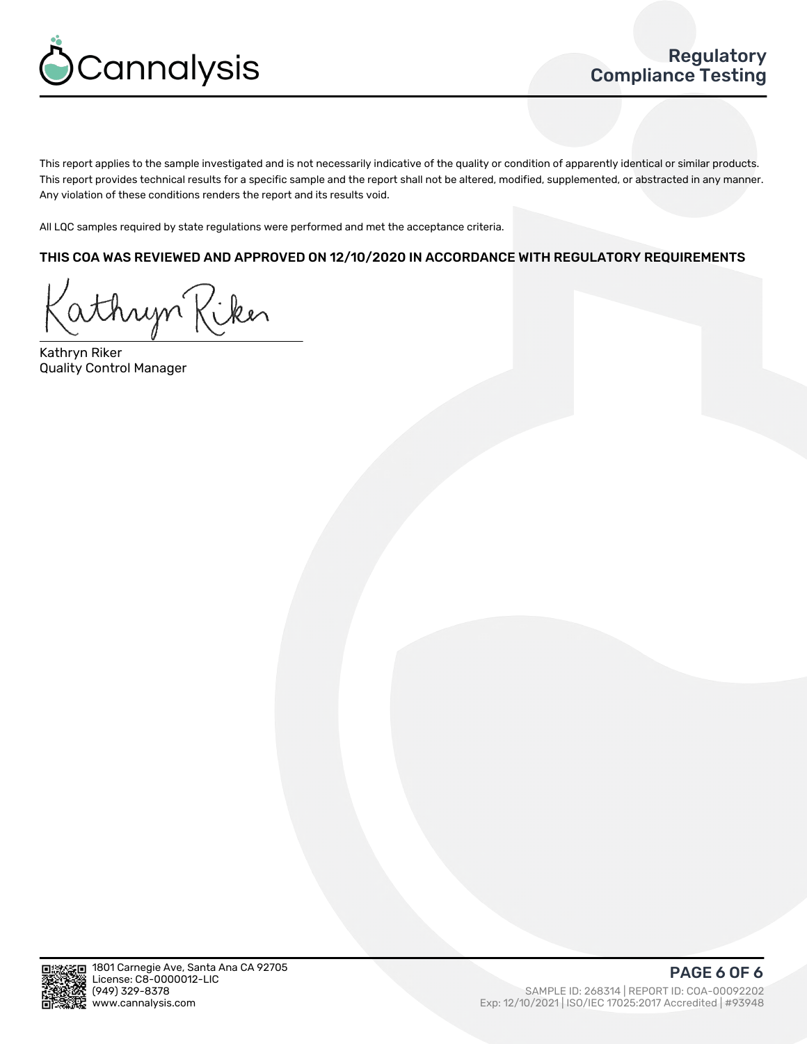This report applies to the sample investigated and is not necessarily indicative of the quality or condition of apparently identical or similar products. This report provides technical results for a specific sample and the report shall not be altered, modified, supplemented, or abstracted in any manner. Any violation of these conditions renders the report and its results void.

All LQC samples required by state regulations were performed and met the acceptance criteria.

**THIS COA WAS REVIEWED AND APPROVED ON 12/10/2020 IN ACCORDANCE WITH REGULATORY REQUIREMENTS**

Kathryn Riker
Quality Control Manager